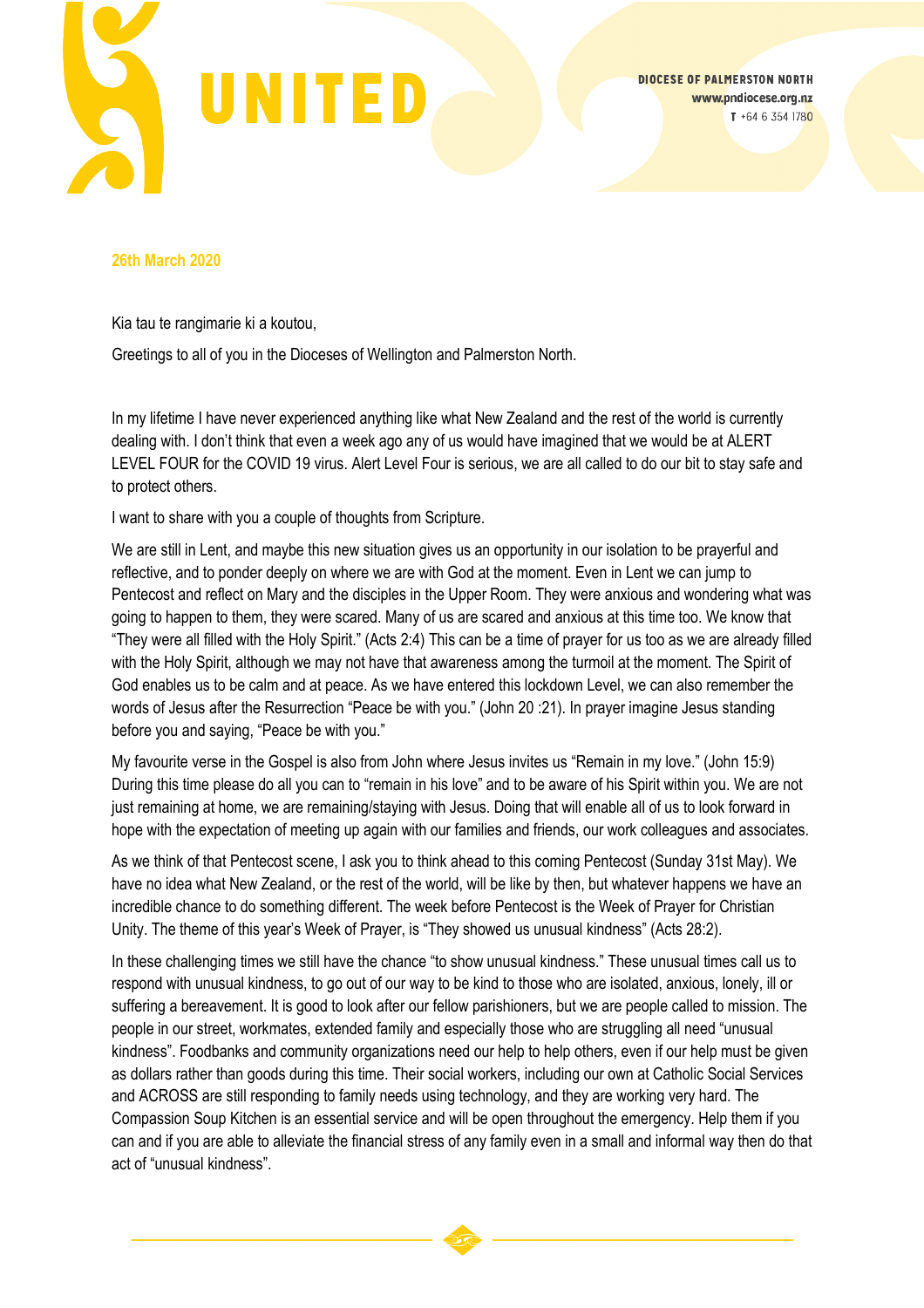# UNITED

**DIOCESE OF PALMERSTON NORTH**
**www.pndiocese.org.nz**
T +64 6 354 1780

**26th March 2020**

Kia tau te rangimarie ki a koutou,

Greetings to all of you in the Dioceses of Wellington and Palmerston North.

In my lifetime I have never experienced anything like what New Zealand and the rest of the world is currently dealing with. I don't think that even a week ago any of us would have imagined that we would be at ALERT LEVEL FOUR for the COVID 19 virus. Alert Level Four is serious, we are all called to do our bit to stay safe and to protect others.

I want to share with you a couple of thoughts from Scripture.

We are still in Lent, and maybe this new situation gives us an opportunity in our isolation to be prayerful and reflective, and to ponder deeply on where we are with God at the moment. Even in Lent we can jump to Pentecost and reflect on Mary and the disciples in the Upper Room. They were anxious and wondering what was going to happen to them, they were scared. Many of us are scared and anxious at this time too. We know that "They were all filled with the Holy Spirit." (Acts 2:4) This can be a time of prayer for us too as we are already filled with the Holy Spirit, although we may not have that awareness among the turmoil at the moment. The Spirit of God enables us to be calm and at peace. As we have entered this lockdown Level, we can also remember the words of Jesus after the Resurrection "Peace be with you." (John 20 :21). In prayer imagine Jesus standing before you and saying, "Peace be with you."

My favourite verse in the Gospel is also from John where Jesus invites us "Remain in my love." (John 15:9) During this time please do all you can to "remain in his love" and to be aware of his Spirit within you. We are not just remaining at home, we are remaining/staying with Jesus. Doing that will enable all of us to look forward in hope with the expectation of meeting up again with our families and friends, our work colleagues and associates.

As we think of that Pentecost scene, I ask you to think ahead to this coming Pentecost (Sunday 31st May). We have no idea what New Zealand, or the rest of the world, will be like by then, but whatever happens we have an incredible chance to do something different. The week before Pentecost is the Week of Prayer for Christian Unity. The theme of this year's Week of Prayer, is "They showed us unusual kindness" (Acts 28:2).

In these challenging times we still have the chance "to show unusual kindness." These unusual times call us to respond with unusual kindness, to go out of our way to be kind to those who are isolated, anxious, lonely, ill or suffering a bereavement. It is good to look after our fellow parishioners, but we are people called to mission. The people in our street, workmates, extended family and especially those who are struggling all need "unusual kindness". Foodbanks and community organizations need our help to help others, even if our help must be given as dollars rather than goods during this time. Their social workers, including our own at Catholic Social Services and ACROSS are still responding to family needs using technology, and they are working very hard. The Compassion Soup Kitchen is an essential service and will be open throughout the emergency. Help them if you can and if you are able to alleviate the financial stress of any family even in a small and informal way then do that act of "unusual kindness".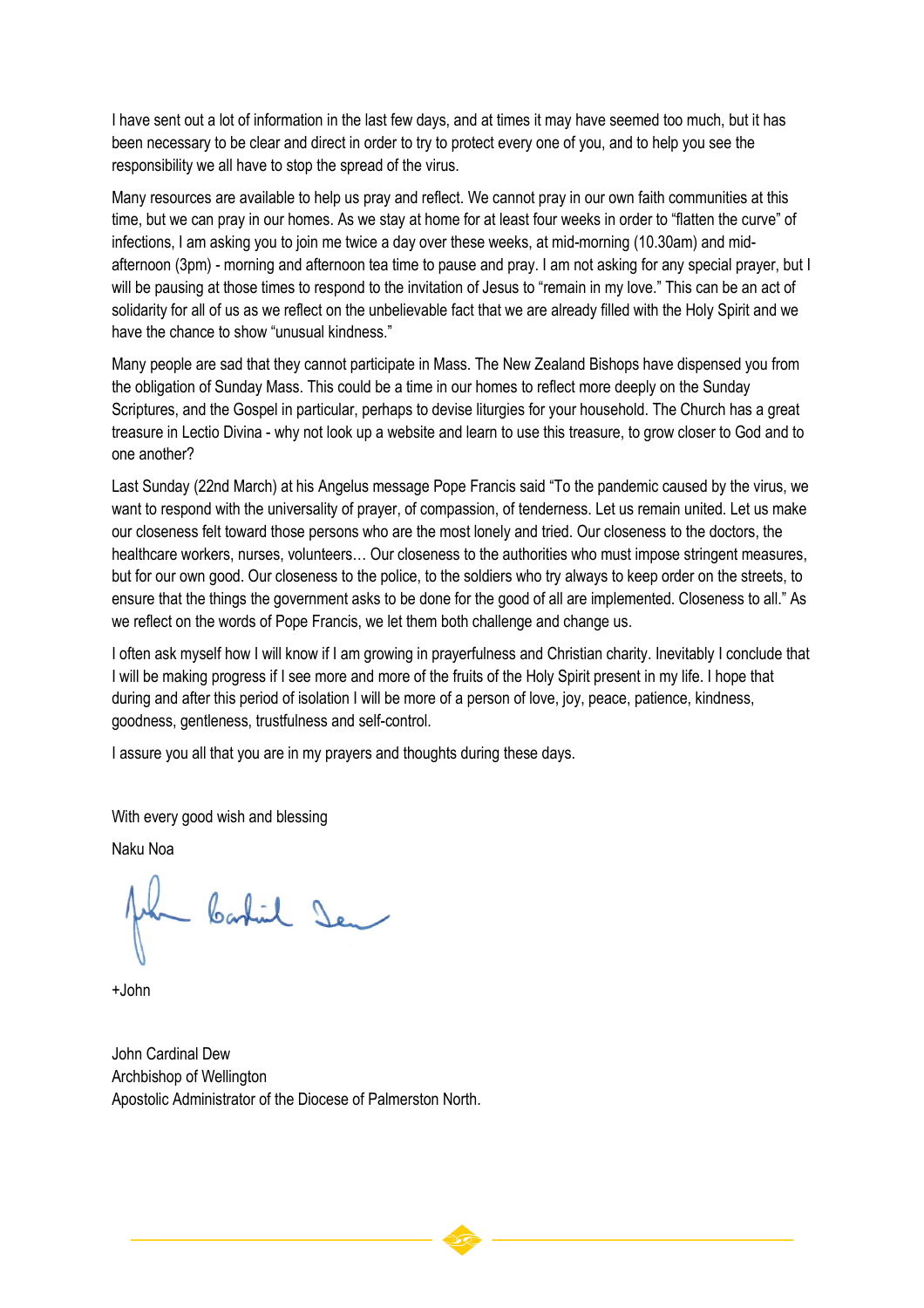I have sent out a lot of information in the last few days, and at times it may have seemed too much, but it has been necessary to be clear and direct in order to try to protect every one of you, and to help you see the responsibility we all have to stop the spread of the virus.

Many resources are available to help us pray and reflect. We cannot pray in our own faith communities at this time, but we can pray in our homes. As we stay at home for at least four weeks in order to "flatten the curve" of infections, I am asking you to join me twice a day over these weeks, at mid-morning (10.30am) and mid-afternoon (3pm) - morning and afternoon tea time to pause and pray. I am not asking for any special prayer, but I will be pausing at those times to respond to the invitation of Jesus to "remain in my love." This can be an act of solidarity for all of us as we reflect on the unbelievable fact that we are already filled with the Holy Spirit and we have the chance to show "unusual kindness."

Many people are sad that they cannot participate in Mass. The New Zealand Bishops have dispensed you from the obligation of Sunday Mass. This could be a time in our homes to reflect more deeply on the Sunday Scriptures, and the Gospel in particular, perhaps to devise liturgies for your household. The Church has a great treasure in Lectio Divina - why not look up a website and learn to use this treasure, to grow closer to God and to one another?

Last Sunday (22nd March) at his Angelus message Pope Francis said "To the pandemic caused by the virus, we want to respond with the universality of prayer, of compassion, of tenderness. Let us remain united. Let us make our closeness felt toward those persons who are the most lonely and tried. Our closeness to the doctors, the healthcare workers, nurses, volunteers… Our closeness to the authorities who must impose stringent measures, but for our own good. Our closeness to the police, to the soldiers who try always to keep order on the streets, to ensure that the things the government asks to be done for the good of all are implemented. Closeness to all." As we reflect on the words of Pope Francis, we let them both challenge and change us.

I often ask myself how I will know if I am growing in prayerfulness and Christian charity. Inevitably I conclude that I will be making progress if I see more and more of the fruits of the Holy Spirit present in my life. I hope that during and after this period of isolation I will be more of a person of love, joy, peace, patience, kindness, goodness, gentleness, trustfulness and self-control.

I assure you all that you are in my prayers and thoughts during these days.

With every good wish and blessing

Naku Noa

+John

John Cardinal Dew
Archbishop of Wellington
Apostolic Administrator of the Diocese of Palmerston North.